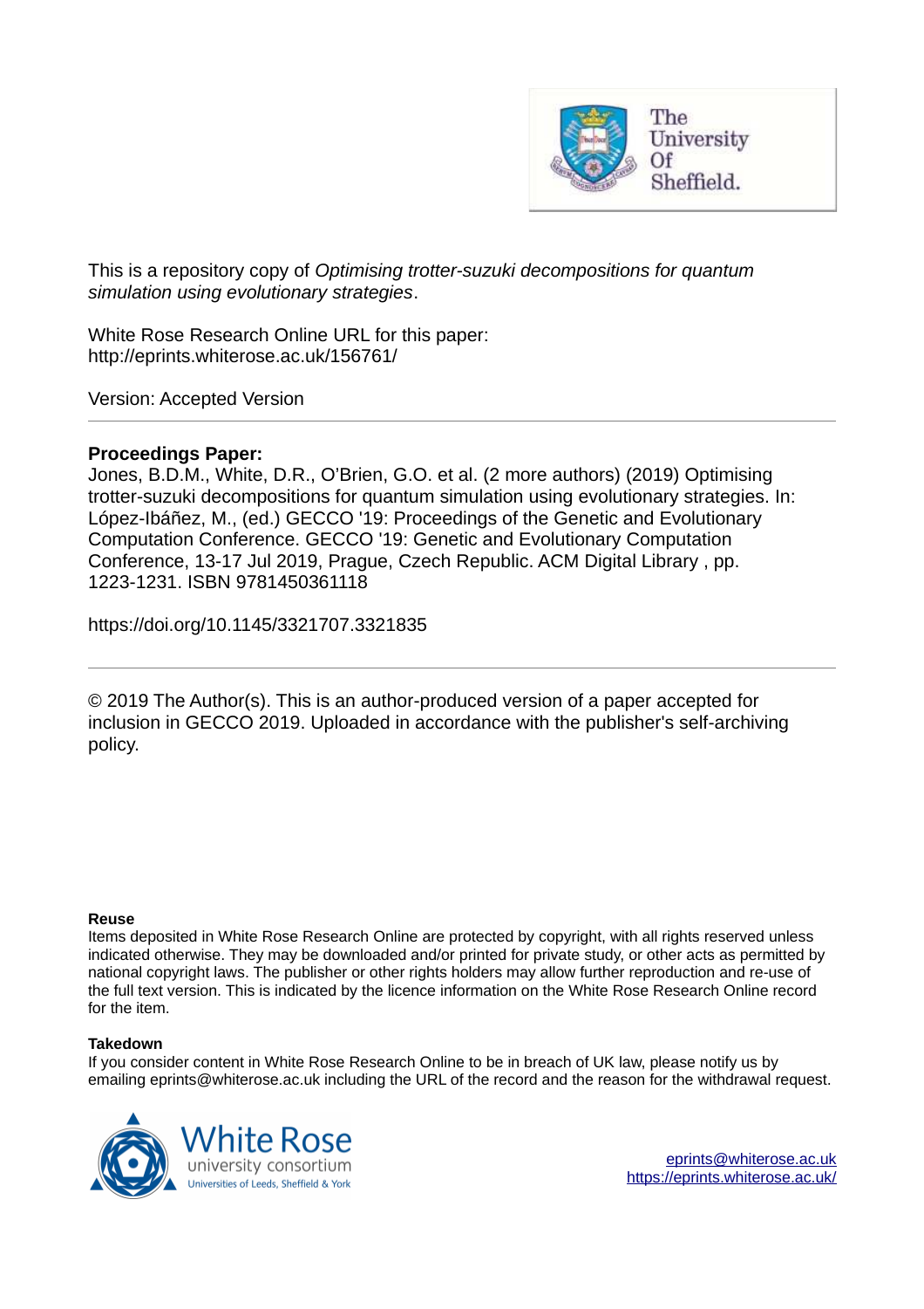This is a repository copy of *Optimising trotter-suzuki decompositions for quantum simulation using evolutionary strategies*.

White Rose Research Online URL for this paper:
http://eprints.whiterose.ac.uk/156761/

Version: Accepted Version

---

**Proceedings Paper:**

Jones, B.D.M., White, D.R., O'Brien, G.O. et al. (2 more authors) (2019) Optimising trotter-suzuki decompositions for quantum simulation using evolutionary strategies. In: López-Ibáñez, M., (ed.) GECCO '19: Proceedings of the Genetic and Evolutionary Computation Conference. GECCO '19: Genetic and Evolutionary Computation Conference, 13-17 Jul 2019, Prague, Czech Republic. ACM Digital Library , pp. 1223-1231. ISBN 9781450361118

https://doi.org/10.1145/3321707.3321835

---

© 2019 The Author(s). This is an author-produced version of a paper accepted for inclusion in GECCO 2019. Uploaded in accordance with the publisher's self-archiving policy.

**Reuse**

Items deposited in White Rose Research Online are protected by copyright, with all rights reserved unless indicated otherwise. They may be downloaded and/or printed for private study, or other acts as permitted by national copyright laws. The publisher or other rights holders may allow further reproduction and re-use of the full text version. This is indicated by the licence information on the White Rose Research Online record for the item.

**Takedown**

If you consider content in White Rose Research Online to be in breach of UK law, please notify us by emailing eprints@whiterose.ac.uk including the URL of the record and the reason for the withdrawal request.

eprints@whiterose.ac.uk
https://eprints.whiterose.ac.uk/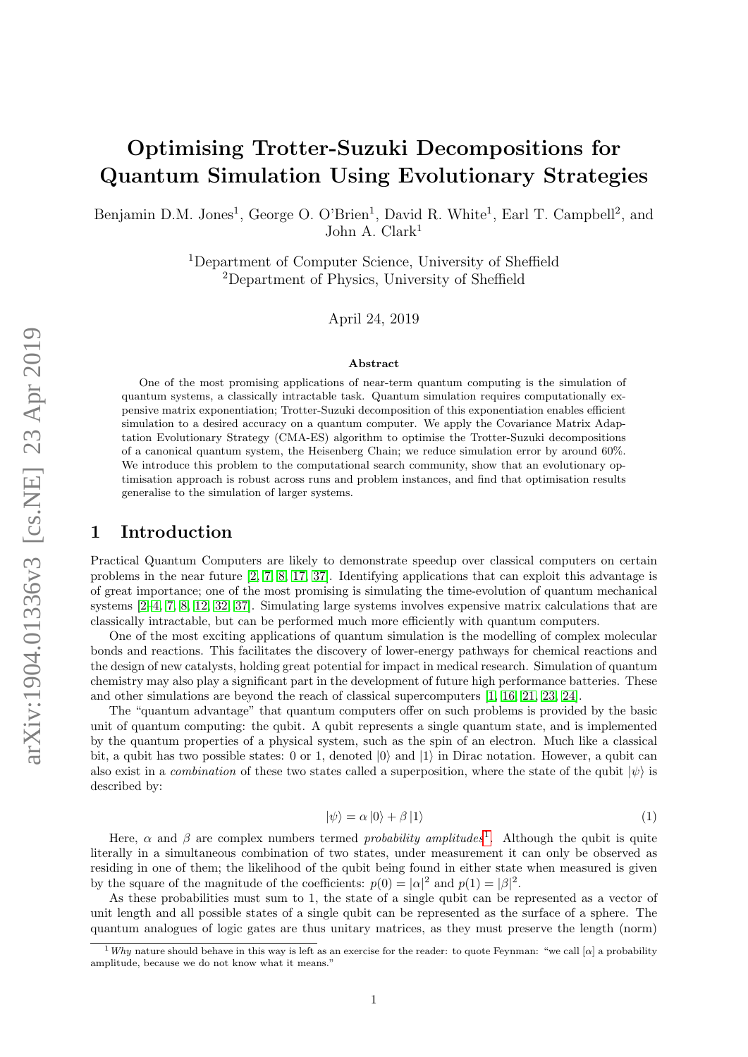# Optimising Trotter-Suzuki Decompositions for Quantum Simulation Using Evolutionary Strategies

Benjamin D.M. Jones[1], George O. O'Brien[1], David R. White[1], Earl T. Campbell[2], and John A. Clark[1]

[1]Department of Computer Science, University of Sheffield
[2]Department of Physics, University of Sheffield

April 24, 2019

**Abstract**

One of the most promising applications of near-term quantum computing is the simulation of quantum systems, a classically intractable task. Quantum simulation requires computationally expensive matrix exponentiation; Trotter-Suzuki decomposition of this exponentiation enables efficient simulation to a desired accuracy on a quantum computer. We apply the Covariance Matrix Adaptation Evolutionary Strategy (CMA-ES) algorithm to optimise the Trotter-Suzuki decompositions of a canonical quantum system, the Heisenberg Chain; we reduce simulation error by around 60%. We introduce this problem to the computational search community, show that an evolutionary optimisation approach is robust across runs and problem instances, and find that optimisation results generalise to the simulation of larger systems.

## 1 Introduction

Practical Quantum Computers are likely to demonstrate speedup over classical computers on certain problems in the near future [2, 7, 8, 17, 37]. Identifying applications that can exploit this advantage is of great importance; one of the most promising is simulating the time-evolution of quantum mechanical systems [2–4, 7, 8, 12, 32, 37]. Simulating large systems involves expensive matrix calculations that are classically intractable, but can be performed much more efficiently with quantum computers.

One of the most exciting applications of quantum simulation is the modelling of complex molecular bonds and reactions. This facilitates the discovery of lower-energy pathways for chemical reactions and the design of new catalysts, holding great potential for impact in medical research. Simulation of quantum chemistry may also play a significant part in the development of future high performance batteries. These and other simulations are beyond the reach of classical supercomputers [1, 16, 21, 23, 24].

The "quantum advantage" that quantum computers offer on such problems is provided by the basic unit of quantum computing: the qubit. A qubit represents a single quantum state, and is implemented by the quantum properties of a physical system, such as the spin of an electron. Much like a classical bit, a qubit has two possible states: 0 or 1, denoted $|0\rangle$ and $|1\rangle$ in Dirac notation. However, a qubit can also exist in a *combination* of these two states called a superposition, where the state of the qubit $|\psi\rangle$ is described by:

$$|\psi\rangle = \alpha\,|0\rangle + \beta\,|1\rangle \tag{1}$$

Here, $\alpha$ and $\beta$ are complex numbers termed *probability amplitudes*[1]. Although the qubit is quite literally in a simultaneous combination of two states, under measurement it can only be observed as residing in one of them; the likelihood of the qubit being found in either state when measured is given by the square of the magnitude of the coefficients: $p(0) = |\alpha|^2$ and $p(1) = |\beta|^2$.

As these probabilities must sum to 1, the state of a single qubit can be represented as a vector of unit length and all possible states of a single qubit can be represented as the surface of a sphere. The quantum analogues of logic gates are thus unitary matrices, as they must preserve the length (norm)

[1] *Why* nature should behave in this way is left as an exercise for the reader: to quote Feynman: "we call [$\alpha$] a probability amplitude, because we do not know what it means."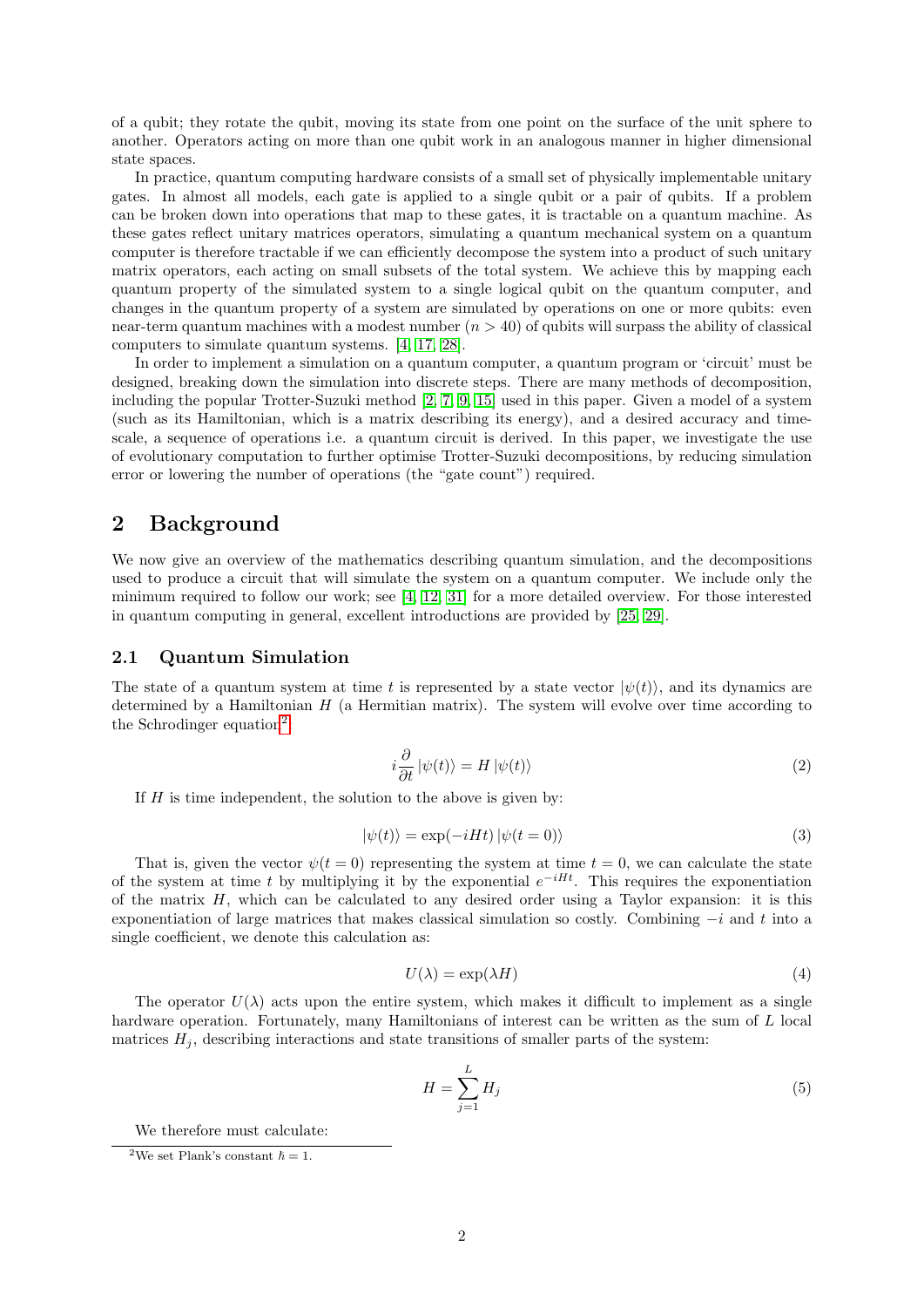of a qubit; they rotate the qubit, moving its state from one point on the surface of the unit sphere to another. Operators acting on more than one qubit work in an analogous manner in higher dimensional state spaces.

In practice, quantum computing hardware consists of a small set of physically implementable unitary gates. In almost all models, each gate is applied to a single qubit or a pair of qubits. If a problem can be broken down into operations that map to these gates, it is tractable on a quantum machine. As these gates reflect unitary matrices operators, simulating a quantum mechanical system on a quantum computer is therefore tractable if we can efficiently decompose the system into a product of such unitary matrix operators, each acting on small subsets of the total system. We achieve this by mapping each quantum property of the simulated system to a single logical qubit on the quantum computer, and changes in the quantum property of a system are simulated by operations on one or more qubits: even near-term quantum machines with a modest number ($n > 40$) of qubits will surpass the ability of classical computers to simulate quantum systems. [4, 17, 28].

In order to implement a simulation on a quantum computer, a quantum program or 'circuit' must be designed, breaking down the simulation into discrete steps. There are many methods of decomposition, including the popular Trotter-Suzuki method [2, 7, 9, 15] used in this paper. Given a model of a system (such as its Hamiltonian, which is a matrix describing its energy), and a desired accuracy and time-scale, a sequence of operations i.e. a quantum circuit is derived. In this paper, we investigate the use of evolutionary computation to further optimise Trotter-Suzuki decompositions, by reducing simulation error or lowering the number of operations (the "gate count") required.

## 2 Background

We now give an overview of the mathematics describing quantum simulation, and the decompositions used to produce a circuit that will simulate the system on a quantum computer. We include only the minimum required to follow our work; see [4, 12, 31] for a more detailed overview. For those interested in quantum computing in general, excellent introductions are provided by [25, 29].

### 2.1 Quantum Simulation

The state of a quantum system at time $t$ is represented by a state vector $|\psi(t)\rangle$, and its dynamics are determined by a Hamiltonian $H$ (a Hermitian matrix). The system will evolve over time according to the Schrodinger equation[2]:

$$i\frac{\partial}{\partial t}|\psi(t)\rangle = H|\psi(t)\rangle \tag{2}$$

If $H$ is time independent, the solution to the above is given by:

$$|\psi(t)\rangle = \exp(-iHt)\,|\psi(t=0)\rangle \tag{3}$$

That is, given the vector $\psi(t=0)$ representing the system at time $t=0$, we can calculate the state of the system at time $t$ by multiplying it by the exponential $e^{-iHt}$. This requires the exponentiation of the matrix $H$, which can be calculated to any desired order using a Taylor expansion: it is this exponentiation of large matrices that makes classical simulation so costly. Combining $-i$ and $t$ into a single coefficient, we denote this calculation as:

$$U(\lambda) = \exp(\lambda H) \tag{4}$$

The operator $U(\lambda)$ acts upon the entire system, which makes it difficult to implement as a single hardware operation. Fortunately, many Hamiltonians of interest can be written as the sum of $L$ local matrices $H_j$, describing interactions and state transitions of smaller parts of the system:

$$H = \sum_{j=1}^{L} H_j \tag{5}$$

We therefore must calculate:

[2] We set Plank's constant $\hbar = 1$.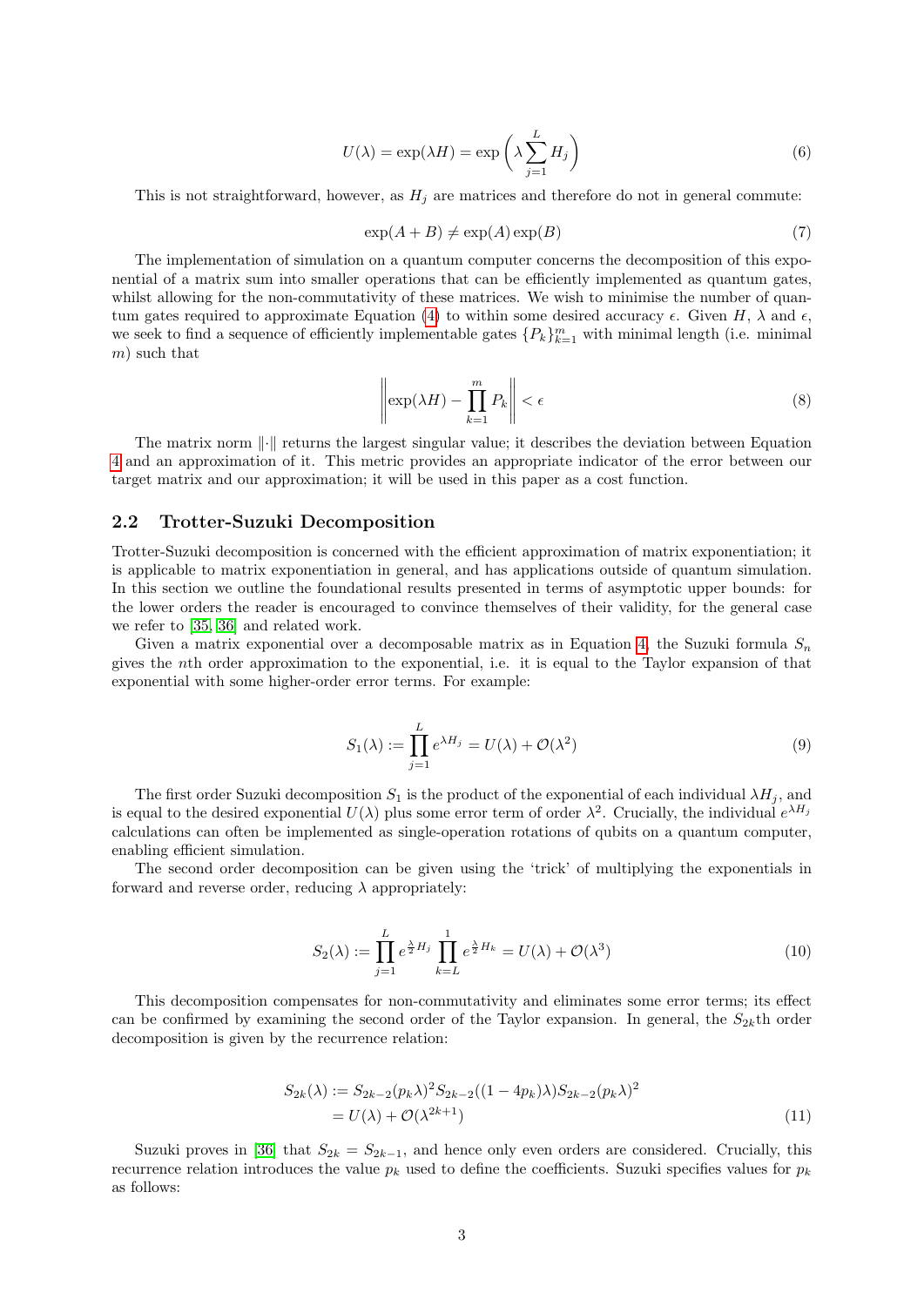$$U(\lambda) = \exp(\lambda H) = \exp\left(\lambda \sum_{j=1}^{L} H_j\right) \tag{6}$$

This is not straightforward, however, as $H_j$ are matrices and therefore do not in general commute:

$$\exp(A + B) \neq \exp(A)\exp(B) \tag{7}$$

The implementation of simulation on a quantum computer concerns the decomposition of this exponential of a matrix sum into smaller operations that can be efficiently implemented as quantum gates, whilst allowing for the non-commutativity of these matrices. We wish to minimise the number of quantum gates required to approximate Equation (4) to within some desired accuracy $\epsilon$. Given $H$, $\lambda$ and $\epsilon$, we seek to find a sequence of efficiently implementable gates $\{P_k\}_{k=1}^{m}$ with minimal length (i.e. minimal $m$) such that

$$\left\| \exp(\lambda H) - \prod_{k=1}^{m} P_k \right\| < \epsilon \tag{8}$$

The matrix norm $\|\cdot\|$ returns the largest singular value; it describes the deviation between Equation 4 and an approximation of it. This metric provides an appropriate indicator of the error between our target matrix and our approximation; it will be used in this paper as a cost function.

## 2.2 Trotter-Suzuki Decomposition

Trotter-Suzuki decomposition is concerned with the efficient approximation of matrix exponentiation; it is applicable to matrix exponentiation in general, and has applications outside of quantum simulation. In this section we outline the foundational results presented in terms of asymptotic upper bounds: for the lower orders the reader is encouraged to convince themselves of their validity, for the general case we refer to [35, 36] and related work.

Given a matrix exponential over a decomposable matrix as in Equation 4, the Suzuki formula $S_n$ gives the $n$th order approximation to the exponential, i.e. it is equal to the Taylor expansion of that exponential with some higher-order error terms. For example:

$$S_1(\lambda) := \prod_{j=1}^{L} e^{\lambda H_j} = U(\lambda) + \mathcal{O}(\lambda^2) \tag{9}$$

The first order Suzuki decomposition $S_1$ is the product of the exponential of each individual $\lambda H_j$, and is equal to the desired exponential $U(\lambda)$ plus some error term of order $\lambda^2$. Crucially, the individual $e^{\lambda H_j}$ calculations can often be implemented as single-operation rotations of qubits on a quantum computer, enabling efficient simulation.

The second order decomposition can be given using the 'trick' of multiplying the exponentials in forward and reverse order, reducing $\lambda$ appropriately:

$$S_2(\lambda) := \prod_{j=1}^{L} e^{\frac{\lambda}{2} H_j} \prod_{k=L}^{1} e^{\frac{\lambda}{2} H_k} = U(\lambda) + \mathcal{O}(\lambda^3) \tag{10}$$

This decomposition compensates for non-commutativity and eliminates some error terms; its effect can be confirmed by examining the second order of the Taylor expansion. In general, the $S_{2k}$th order decomposition is given by the recurrence relation:

$$\begin{aligned} S_{2k}(\lambda) &:= S_{2k-2}(p_k\lambda)^2 S_{2k-2}((1-4p_k)\lambda) S_{2k-2}(p_k\lambda)^2 \\ &= U(\lambda) + \mathcal{O}(\lambda^{2k+1}) \end{aligned} \tag{11}$$

Suzuki proves in [36] that $S_{2k} = S_{2k-1}$, and hence only even orders are considered. Crucially, this recurrence relation introduces the value $p_k$ used to define the coefficients. Suzuki specifies values for $p_k$ as follows: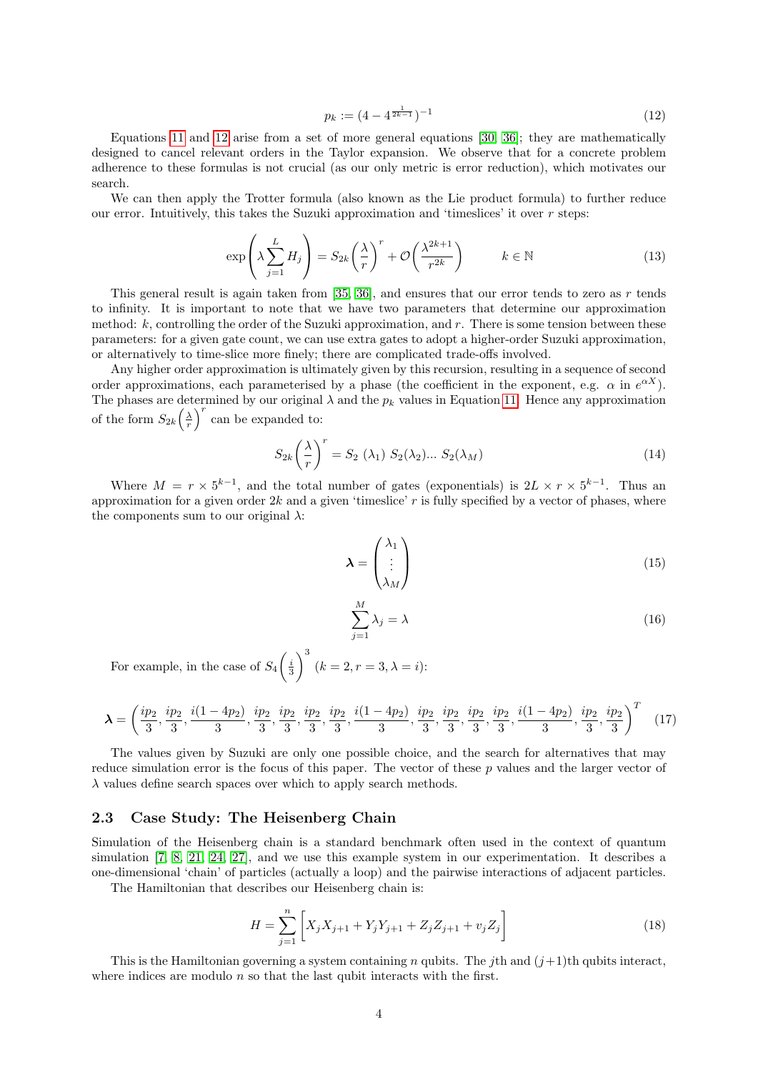$$p_k := (4 - 4^{\frac{1}{2k-1}})^{-1} \tag{12}$$

Equations 11 and 12 arise from a set of more general equations [30, 36]; they are mathematically designed to cancel relevant orders in the Taylor expansion. We observe that for a concrete problem adherence to these formulas is not crucial (as our only metric is error reduction), which motivates our search.

We can then apply the Trotter formula (also known as the Lie product formula) to further reduce our error. Intuitively, this takes the Suzuki approximation and 'timeslices' it over $r$ steps:

$$\exp\left(\lambda \sum_{j=1}^{L} H_j\right) = S_{2k}\left(\frac{\lambda}{r}\right)^r + \mathcal{O}\left(\frac{\lambda^{2k+1}}{r^{2k}}\right) \qquad k \in \mathbb{N} \tag{13}$$

This general result is again taken from [35, 36], and ensures that our error tends to zero as $r$ tends to infinity. It is important to note that we have two parameters that determine our approximation method: $k$, controlling the order of the Suzuki approximation, and $r$. There is some tension between these parameters: for a given gate count, we can use extra gates to adopt a higher-order Suzuki approximation, or alternatively to time-slice more finely; there are complicated trade-offs involved.

Any higher order approximation is ultimately given by this recursion, resulting in a sequence of second order approximations, each parameterised by a phase (the coefficient in the exponent, e.g. $\alpha$ in $e^{\alpha X}$). The phases are determined by our original $\lambda$ and the $p_k$ values in Equation 11. Hence any approximation of the form $S_{2k}\left(\frac{\lambda}{r}\right)^r$ can be expanded to:

$$S_{2k}\left(\frac{\lambda}{r}\right)^r = S_2\ (\lambda_1)\ S_2(\lambda_2)...\ S_2(\lambda_M) \tag{14}$$

Where $M = r \times 5^{k-1}$, and the total number of gates (exponentials) is $2L \times r \times 5^{k-1}$. Thus an approximation for a given order $2k$ and a given 'timeslice' $r$ is fully specified by a vector of phases, where the components sum to our original $\lambda$:

$$\boldsymbol{\lambda} = \begin{pmatrix} \lambda_1 \\ \vdots \\ \lambda_M \end{pmatrix} \tag{15}$$

$$\sum_{j=1}^{M} \lambda_j = \lambda \tag{16}$$

For example, in the case of $S_4\left(\frac{i}{3}\right)^3$ $(k = 2, r = 3, \lambda = i)$:

$$\boldsymbol{\lambda} = \left(\frac{ip_2}{3}, \frac{ip_2}{3}, \frac{i(1-4p_2)}{3}, \frac{ip_2}{3}, \frac{ip_2}{3}, \frac{ip_2}{3}, \frac{ip_2}{3}, \frac{i(1-4p_2)}{3}, \frac{ip_2}{3}, \frac{ip_2}{3}, \frac{ip_2}{3}, \frac{ip_2}{3}, \frac{i(1-4p_2)}{3}, \frac{ip_2}{3}, \frac{ip_2}{3}\right)^T \tag{17}$$

The values given by Suzuki are only one possible choice, and the search for alternatives that may reduce simulation error is the focus of this paper. The vector of these $p$ values and the larger vector of $\lambda$ values define search spaces over which to apply search methods.

### 2.3 Case Study: The Heisenberg Chain

Simulation of the Heisenberg chain is a standard benchmark often used in the context of quantum simulation [7, 8, 21, 24, 27], and we use this example system in our experimentation. It describes a one-dimensional 'chain' of particles (actually a loop) and the pairwise interactions of adjacent particles.

The Hamiltonian that describes our Heisenberg chain is:

$$H = \sum_{j=1}^{n} \left[ X_j X_{j+1} + Y_j Y_{j+1} + Z_j Z_{j+1} + v_j Z_j \right] \tag{18}$$

This is the Hamiltonian governing a system containing $n$ qubits. The $j$th and $(j+1)$th qubits interact, where indices are modulo $n$ so that the last qubit interacts with the first.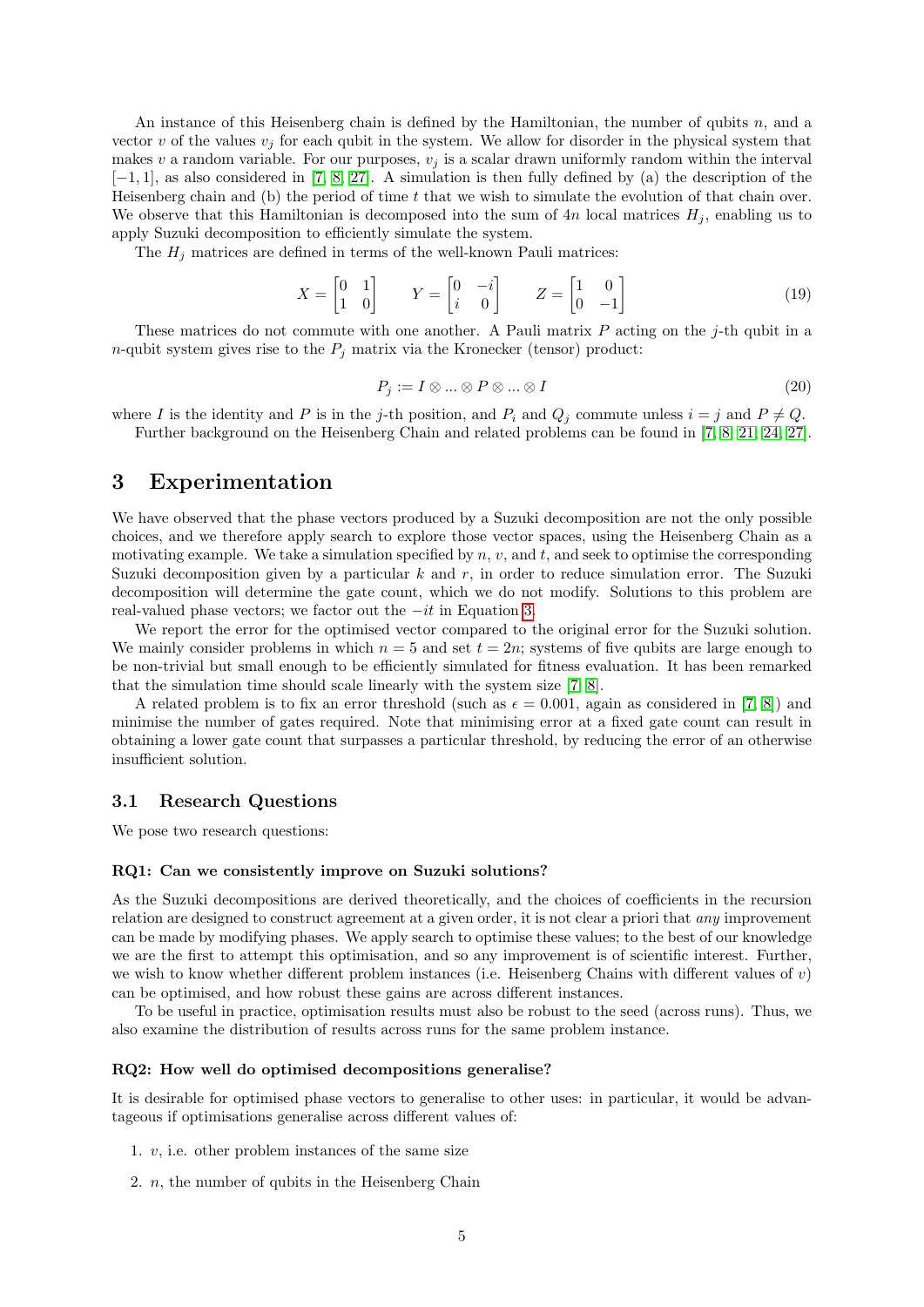An instance of this Heisenberg chain is defined by the Hamiltonian, the number of qubits $n$, and a vector $v$ of the values $v_j$ for each qubit in the system. We allow for disorder in the physical system that makes $v$ a random variable. For our purposes, $v_j$ is a scalar drawn uniformly random within the interval $[-1, 1]$, as also considered in [7, 8, 27]. A simulation is then fully defined by (a) the description of the Heisenberg chain and (b) the period of time $t$ that we wish to simulate the evolution of that chain over. We observe that this Hamiltonian is decomposed into the sum of $4n$ local matrices $H_j$, enabling us to apply Suzuki decomposition to efficiently simulate the system.

The $H_j$ matrices are defined in terms of the well-known Pauli matrices:

$$X = \begin{bmatrix} 0 & 1 \\ 1 & 0 \end{bmatrix} \qquad Y = \begin{bmatrix} 0 & -i \\ i & 0 \end{bmatrix} \qquad Z = \begin{bmatrix} 1 & 0 \\ 0 & -1 \end{bmatrix} \tag{19}$$

These matrices do not commute with one another. A Pauli matrix $P$ acting on the $j$-th qubit in a $n$-qubit system gives rise to the $P_j$ matrix via the Kronecker (tensor) product:

$$P_j := I \otimes ... \otimes P \otimes ... \otimes I \tag{20}$$

where $I$ is the identity and $P$ is in the $j$-th position, and $P_i$ and $Q_j$ commute unless $i = j$ and $P \neq Q$.

Further background on the Heisenberg Chain and related problems can be found in [7, 8, 21, 24, 27].

## 3 Experimentation

We have observed that the phase vectors produced by a Suzuki decomposition are not the only possible choices, and we therefore apply search to explore those vector spaces, using the Heisenberg Chain as a motivating example. We take a simulation specified by $n$, $v$, and $t$, and seek to optimise the corresponding Suzuki decomposition given by a particular $k$ and $r$, in order to reduce simulation error. The Suzuki decomposition will determine the gate count, which we do not modify. Solutions to this problem are real-valued phase vectors; we factor out the $-it$ in Equation 3.

We report the error for the optimised vector compared to the original error for the Suzuki solution. We mainly consider problems in which $n = 5$ and set $t = 2n$; systems of five qubits are large enough to be non-trivial but small enough to be efficiently simulated for fitness evaluation. It has been remarked that the simulation time should scale linearly with the system size [7, 8].

A related problem is to fix an error threshold (such as $\epsilon = 0.001$, again as considered in [7, 8]) and minimise the number of gates required. Note that minimising error at a fixed gate count can result in obtaining a lower gate count that surpasses a particular threshold, by reducing the error of an otherwise insufficient solution.

### 3.1 Research Questions

We pose two research questions:

#### RQ1: Can we consistently improve on Suzuki solutions?

As the Suzuki decompositions are derived theoretically, and the choices of coefficients in the recursion relation are designed to construct agreement at a given order, it is not clear a priori that *any* improvement can be made by modifying phases. We apply search to optimise these values; to the best of our knowledge we are the first to attempt this optimisation, and so any improvement is of scientific interest. Further, we wish to know whether different problem instances (i.e. Heisenberg Chains with different values of $v$) can be optimised, and how robust these gains are across different instances.

To be useful in practice, optimisation results must also be robust to the seed (across runs). Thus, we also examine the distribution of results across runs for the same problem instance.

#### RQ2: How well do optimised decompositions generalise?

It is desirable for optimised phase vectors to generalise to other uses: in particular, it would be advantageous if optimisations generalise across different values of:

1. $v$, i.e. other problem instances of the same size
2. $n$, the number of qubits in the Heisenberg Chain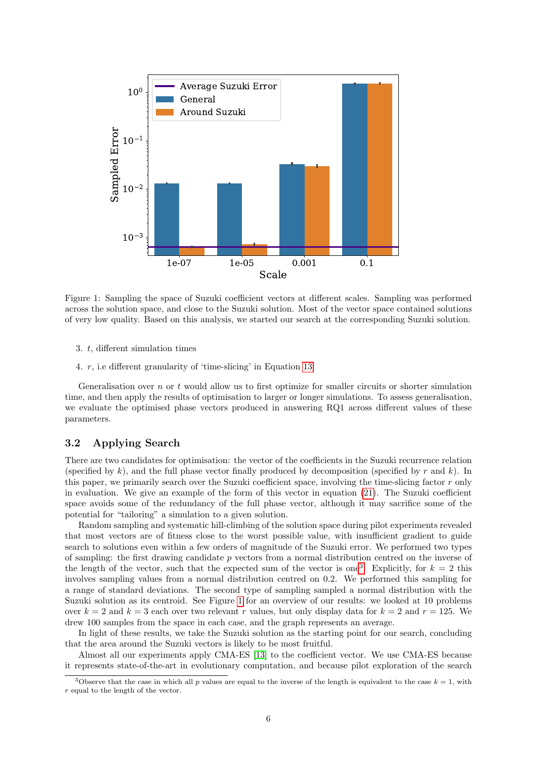Figure 1: Sampling the space of Suzuki coefficient vectors at different scales. Sampling was performed across the solution space, and close to the Suzuki solution. Most of the vector space contained solutions of very low quality. Based on this analysis, we started our search at the corresponding Suzuki solution.

3. $t$, different simulation times
4. $r$, i.e different granularity of 'time-slicing' in Equation 13

Generalisation over $n$ or $t$ would allow us to first optimize for smaller circuits or shorter simulation time, and then apply the results of optimisation to larger or longer simulations. To assess generalisation, we evaluate the optimised phase vectors produced in answering RQ1 across different values of these parameters.

## 3.2 Applying Search

There are two candidates for optimisation: the vector of the coefficients in the Suzuki recurrence relation (specified by $k$), and the full phase vector finally produced by decomposition (specified by $r$ and $k$). In this paper, we primarily search over the Suzuki coefficient space, involving the time-slicing factor $r$ only in evaluation. We give an example of the form of this vector in equation (21). The Suzuki coefficient space avoids some of the redundancy of the full phase vector, although it may sacrifice some of the potential for "tailoring" a simulation to a given solution.

Random sampling and systematic hill-climbing of the solution space during pilot experiments revealed that most vectors are of fitness close to the worst possible value, with insufficient gradient to guide search to solutions even within a few orders of magnitude of the Suzuki error. We performed two types of sampling: the first drawing candidate $p$ vectors from a normal distribution centred on the inverse of the length of the vector, such that the expected sum of the vector is one[3]. Explicitly, for $k = 2$ this involves sampling values from a normal distribution centred on 0.2. We performed this sampling for a range of standard deviations. The second type of sampling sampled a normal distribution with the Suzuki solution as its centroid. See Figure 1 for an overview of our results: we looked at 10 problems over $k = 2$ and $k = 3$ each over two relevant $r$ values, but only display data for $k = 2$ and $r = 125$. We drew 100 samples from the space in each case, and the graph represents an average.

In light of these results, we take the Suzuki solution as the starting point for our search, concluding that the area around the Suzuki vectors is likely to be most fruitful.

Almost all our experiments apply CMA-ES [13] to the coefficient vector. We use CMA-ES because it represents state-of-the-art in evolutionary computation, and because pilot exploration of the search

[3] Observe that the case in which all $p$ values are equal to the inverse of the length is equivalent to the case $k = 1$, with $r$ equal to the length of the vector.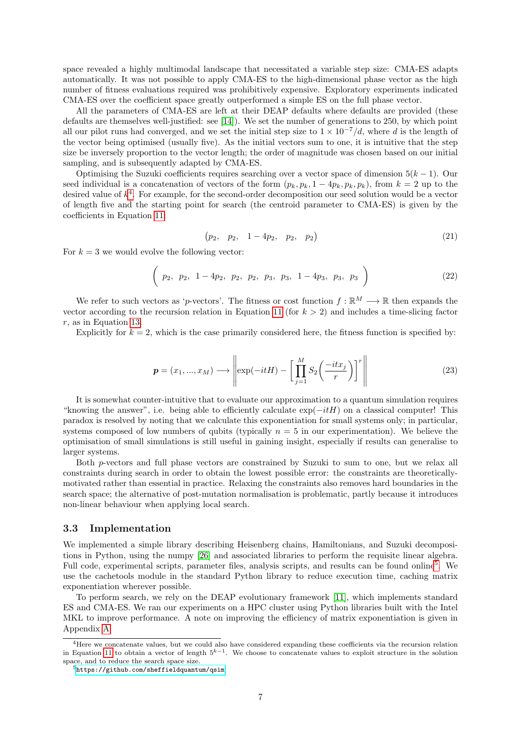space revealed a highly multimodal landscape that necessitated a variable step size: CMA-ES adapts automatically. It was not possible to apply CMA-ES to the high-dimensional phase vector as the high number of fitness evaluations required was prohibitively expensive. Exploratory experiments indicated CMA-ES over the coefficient space greatly outperformed a simple ES on the full phase vector.

All the parameters of CMA-ES are left at their DEAP defaults where defaults are provided (these defaults are themselves well-justified: see [14]). We set the number of generations to 250, by which point all our pilot runs had converged, and we set the initial step size to $1 \times 10^{-7}/d$, where $d$ is the length of the vector being optimised (usually five). As the initial vectors sum to one, it is intuitive that the step size be inversely proportion to the vector length; the order of magnitude was chosen based on our initial sampling, and is subsequently adapted by CMA-ES.

Optimising the Suzuki coefficients requires searching over a vector space of dimension $5(k-1)$. Our seed individual is a concatenation of vectors of the form $(p_k, p_k, 1-4p_k, p_k, p_k)$, from $k=2$ up to the desired value of $k$[4]. For example, for the second-order decomposition our seed solution would be a vector of length five and the starting point for search (the centroid parameter to CMA-ES) is given by the coefficients in Equation 11:

$$
\begin{pmatrix} p_2, & p_2, & 1-4p_2, & p_2, & p_2 \end{pmatrix} \tag{21}
$$

For $k=3$ we would evolve the following vector:

$$
\begin{pmatrix} p_2, & p_2, & 1-4p_2, & p_2, & p_2, & p_3, & p_3, & 1-4p_3, & p_3, & p_3 \end{pmatrix} \tag{22}
$$

We refer to such vectors as '$p$-vectors'. The fitness or cost function $f : \mathbb{R}^M \longrightarrow \mathbb{R}$ then expands the vector according to the recursion relation in Equation 11 (for $k > 2$) and includes a time-slicing factor $r$, as in Equation 13.

Explicitly for $k = 2$, which is the case primarily considered here, the fitness function is specified by:

$$
\boldsymbol{p} = (x_1, ..., x_M) \longrightarrow \left\| \exp(-itH) - \left[ \prod_{j=1}^{M} S_2\left( \frac{-itx_j}{r} \right) \right]^r \right\| \tag{23}
$$

It is somewhat counter-intuitive that to evaluate our approximation to a quantum simulation requires "knowing the answer", i.e. being able to efficiently calculate $\exp(-itH)$ on a classical computer! This paradox is resolved by noting that we calculate this exponentiation for small systems only; in particular, systems composed of low numbers of qubits (typically $n = 5$ in our experimentation). We believe the optimisation of small simulations is still useful in gaining insight, especially if results can generalise to larger systems.

Both $p$-vectors and full phase vectors are constrained by Suzuki to sum to one, but we relax all constraints during search in order to obtain the lowest possible error: the constraints are theoretically-motivated rather than essential in practice. Relaxing the constraints also removes hard boundaries in the search space; the alternative of post-mutation normalisation is problematic, partly because it introduces non-linear behaviour when applying local search.

### 3.3 Implementation

We implemented a simple library describing Heisenberg chains, Hamiltonians, and Suzuki decompositions in Python, using the numpy [26] and associated libraries to perform the requisite linear algebra. Full code, experimental scripts, parameter files, analysis scripts, and results can be found online[5]. We use the cachetools module in the standard Python library to reduce execution time, caching matrix exponentiation wherever possible.

To perform search, we rely on the DEAP evolutionary framework [11], which implements standard ES and CMA-ES. We ran our experiments on a HPC cluster using Python libraries built with the Intel MKL to improve performance. A note on improving the efficiency of matrix exponentiation is given in Appendix A.

[4]Here we concatenate values, but we could also have considered expanding these coefficients via the recursion relation in Equation 11 to obtain a vector of length $5^{k-1}$. We choose to concatenate values to exploit structure in the solution space, and to reduce the search space size.

[5]https://github.com/sheffieldquantum/qsim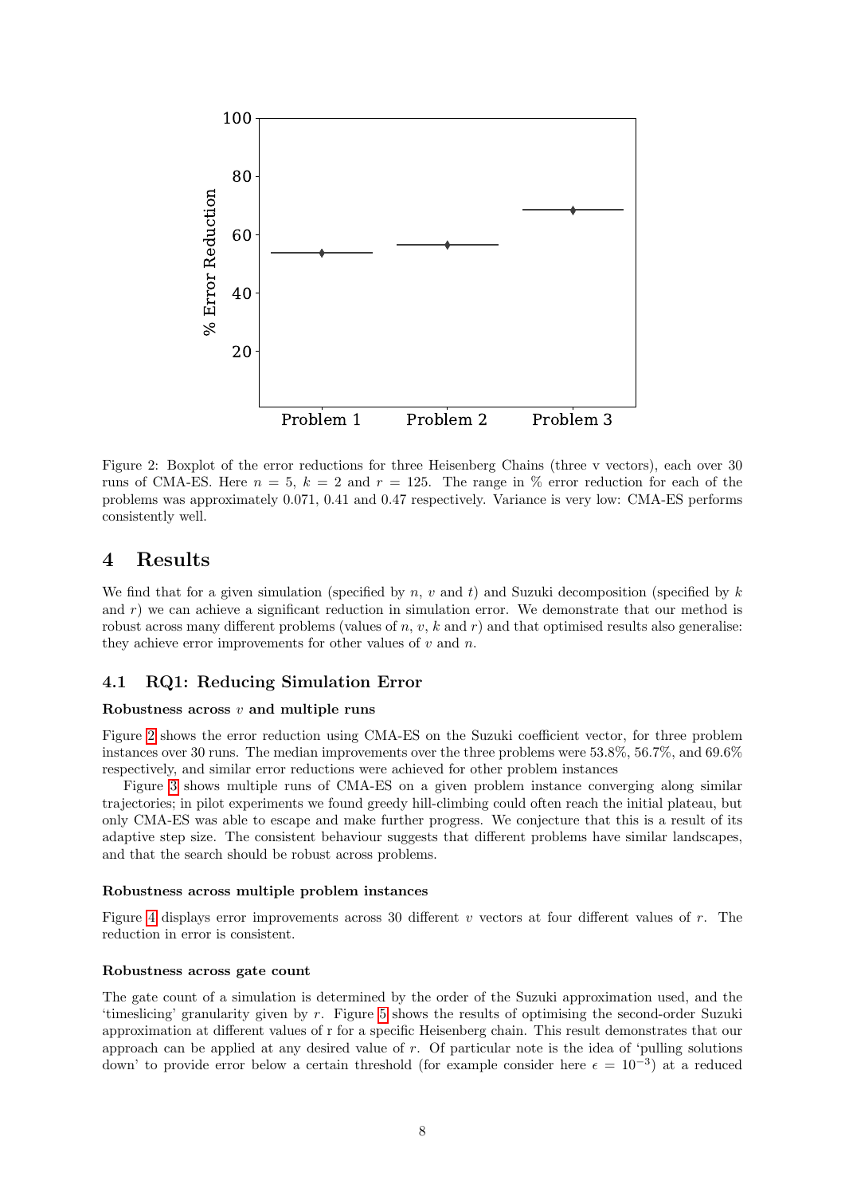Figure 2: Boxplot of the error reductions for three Heisenberg Chains (three v vectors), each over 30 runs of CMA-ES. Here $n = 5$, $k = 2$ and $r = 125$. The range in % error reduction for each of the problems was approximately 0.071, 0.41 and 0.47 respectively. Variance is very low: CMA-ES performs consistently well.

# 4 Results

We find that for a given simulation (specified by $n$, $v$ and $t$) and Suzuki decomposition (specified by $k$ and $r$) we can achieve a significant reduction in simulation error. We demonstrate that our method is robust across many different problems (values of $n$, $v$, $k$ and $r$) and that optimised results also generalise: they achieve error improvements for other values of $v$ and $n$.

## 4.1 RQ1: Reducing Simulation Error

**Robustness across $v$ and multiple runs**

Figure 2 shows the error reduction using CMA-ES on the Suzuki coefficient vector, for three problem instances over 30 runs. The median improvements over the three problems were 53.8%, 56.7%, and 69.6% respectively, and similar error reductions were achieved for other problem instances

Figure 3 shows multiple runs of CMA-ES on a given problem instance converging along similar trajectories; in pilot experiments we found greedy hill-climbing could often reach the initial plateau, but only CMA-ES was able to escape and make further progress. We conjecture that this is a result of its adaptive step size. The consistent behaviour suggests that different problems have similar landscapes, and that the search should be robust across problems.

**Robustness across multiple problem instances**

Figure 4 displays error improvements across 30 different $v$ vectors at four different values of $r$. The reduction in error is consistent.

**Robustness across gate count**

The gate count of a simulation is determined by the order of the Suzuki approximation used, and the 'timeslicing' granularity given by $r$. Figure 5 shows the results of optimising the second-order Suzuki approximation at different values of r for a specific Heisenberg chain. This result demonstrates that our approach can be applied at any desired value of $r$. Of particular note is the idea of 'pulling solutions down' to provide error below a certain threshold (for example consider here $\epsilon = 10^{-3}$) at a reduced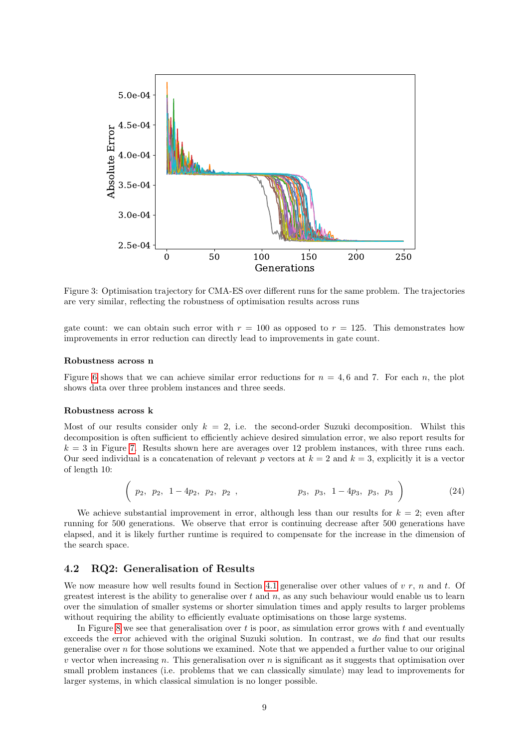Figure 3: Optimisation trajectory for CMA-ES over different runs for the same problem. The trajectories are very similar, reflecting the robustness of optimisation results across runs

gate count: we can obtain such error with $r = 100$ as opposed to $r = 125$. This demonstrates how improvements in error reduction can directly lead to improvements in gate count.

**Robustness across n**

Figure 6 shows that we can achieve similar error reductions for $n = 4, 6$ and 7. For each $n$, the plot shows data over three problem instances and three seeds.

**Robustness across k**

Most of our results consider only $k = 2$, i.e. the second-order Suzuki decomposition. Whilst this decomposition is often sufficient to efficiently achieve desired simulation error, we also report results for $k = 3$ in Figure 7. Results shown here are averages over 12 problem instances, with three runs each. Our seed individual is a concatenation of relevant $p$ vectors at $k = 2$ and $k = 3$, explicitly it is a vector of length 10:

$$\begin{pmatrix} p_2, & p_2, & 1-4p_2, & p_2, & p_2\ , & & p_3, & p_3, & 1-4p_3, & p_3, & p_3 \end{pmatrix} \tag{24}$$

We achieve substantial improvement in error, although less than our results for $k = 2$; even after running for 500 generations. We observe that error is continuing decrease after 500 generations have elapsed, and it is likely further runtime is required to compensate for the increase in the dimension of the search space.

## 4.2 RQ2: Generalisation of Results

We now measure how well results found in Section 4.1 generalise over other values of $v$ $r$, $n$ and $t$. Of greatest interest is the ability to generalise over $t$ and $n$, as any such behaviour would enable us to learn over the simulation of smaller systems or shorter simulation times and apply results to larger problems without requiring the ability to efficiently evaluate optimisations on those large systems.

In Figure 8 we see that generalisation over $t$ is poor, as simulation error grows with $t$ and eventually exceeds the error achieved with the original Suzuki solution. In contrast, we *do* find that our results generalise over $n$ for those solutions we examined. Note that we appended a further value to our original $v$ vector when increasing $n$. This generalisation over $n$ is significant as it suggests that optimisation over small problem instances (i.e. problems that we can classically simulate) may lead to improvements for larger systems, in which classical simulation is no longer possible.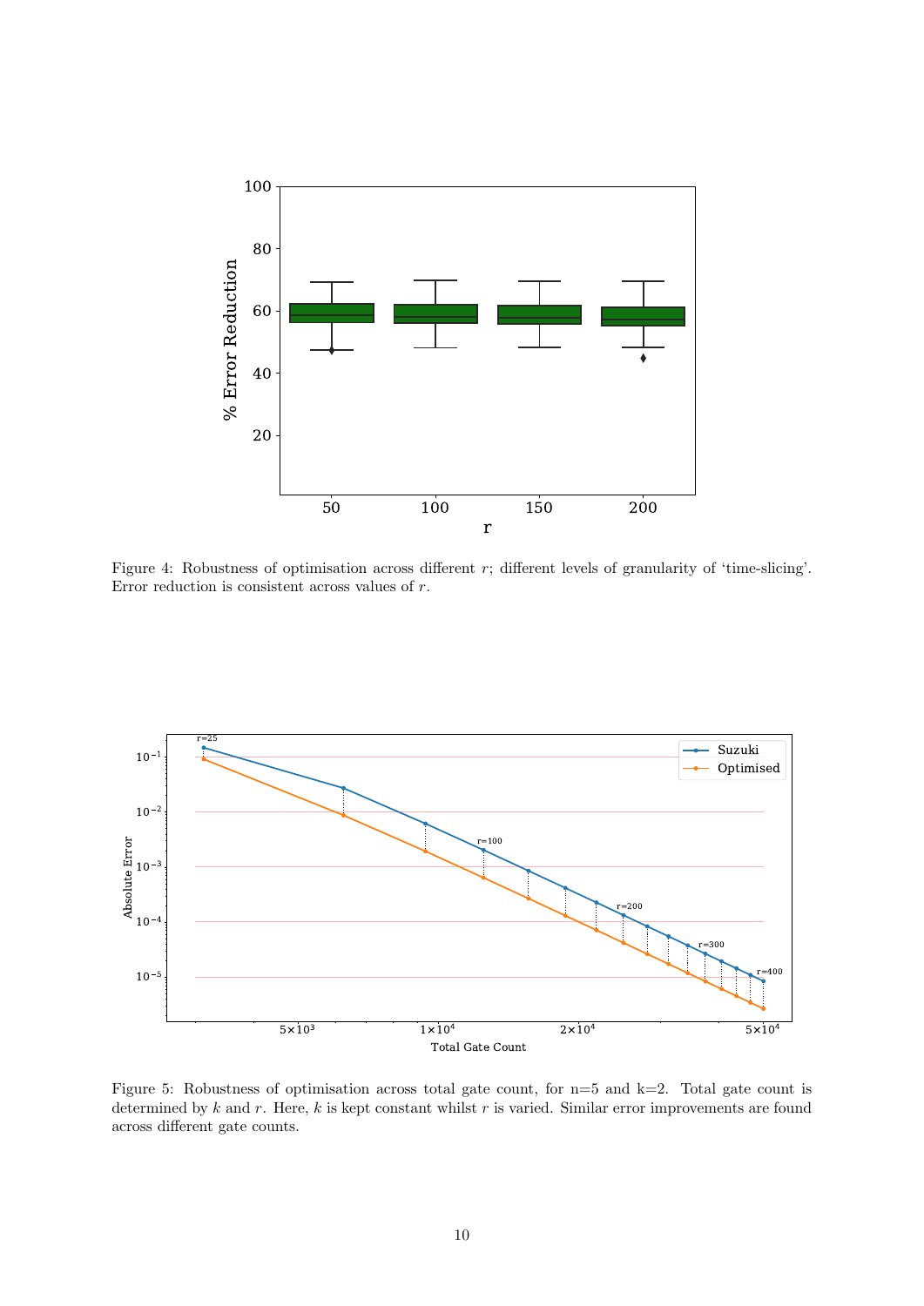Figure 4: Robustness of optimisation across different $r$; different levels of granularity of 'time-slicing'. Error reduction is consistent across values of $r$.

Figure 5: Robustness of optimisation across total gate count, for n=5 and k=2. Total gate count is determined by $k$ and $r$. Here, $k$ is kept constant whilst $r$ is varied. Similar error improvements are found across different gate counts.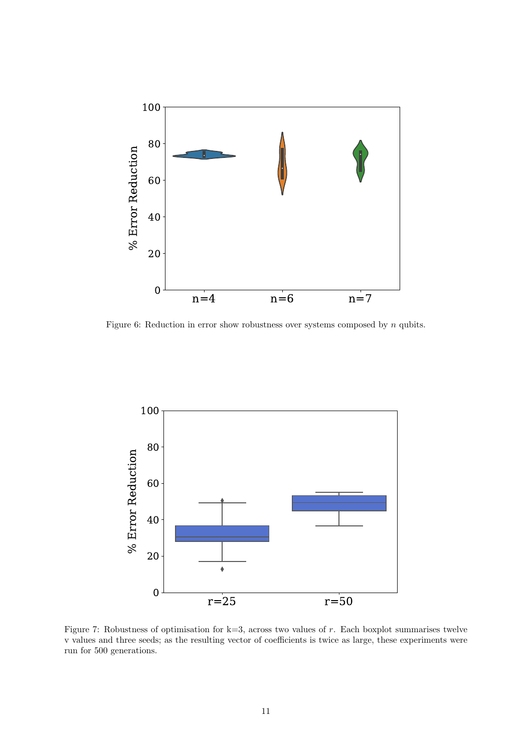Figure 6: Reduction in error show robustness over systems composed by $n$ qubits.

Figure 7: Robustness of optimisation for k=3, across two values of $r$. Each boxplot summarises twelve v values and three seeds; as the resulting vector of coefficients is twice as large, these experiments were run for 500 generations.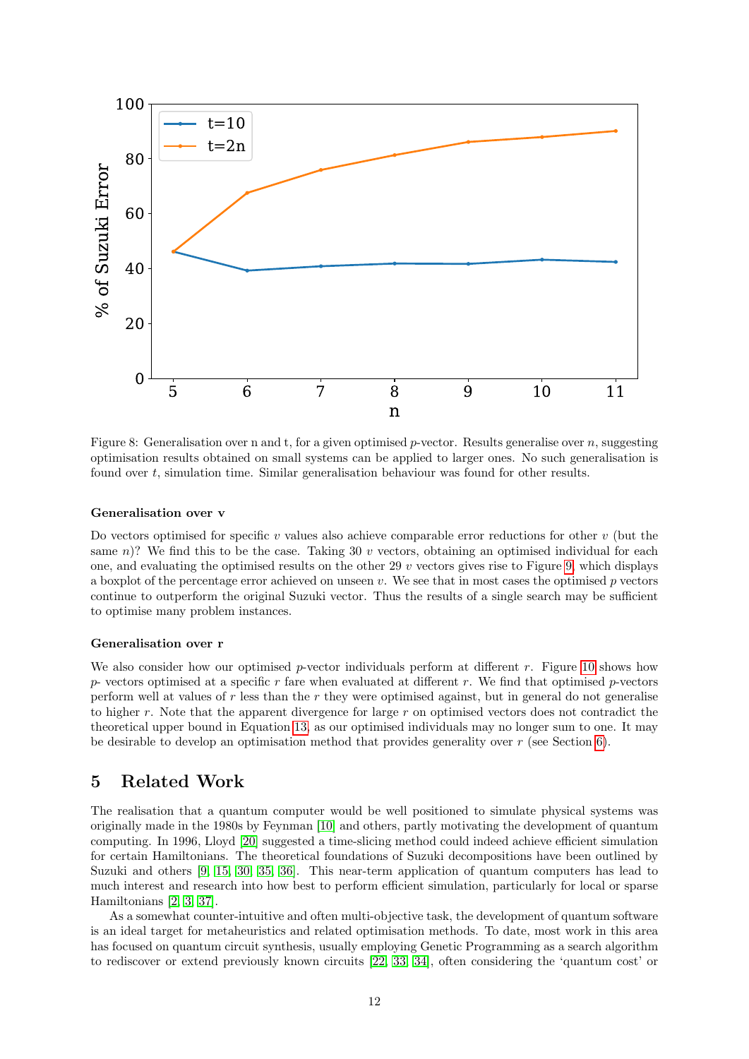Figure 8: Generalisation over n and t, for a given optimised $p$-vector. Results generalise over $n$, suggesting optimisation results obtained on small systems can be applied to larger ones. No such generalisation is found over $t$, simulation time. Similar generalisation behaviour was found for other results.

**Generalisation over v**

Do vectors optimised for specific $v$ values also achieve comparable error reductions for other $v$ (but the same $n$)? We find this to be the case. Taking 30 $v$ vectors, obtaining an optimised individual for each one, and evaluating the optimised results on the other 29 $v$ vectors gives rise to Figure 9, which displays a boxplot of the percentage error achieved on unseen $v$. We see that in most cases the optimised $p$ vectors continue to outperform the original Suzuki vector. Thus the results of a single search may be sufficient to optimise many problem instances.

**Generalisation over r**

We also consider how our optimised $p$-vector individuals perform at different $r$. Figure 10 shows how $p$- vectors optimised at a specific $r$ fare when evaluated at different $r$. We find that optimised $p$-vectors perform well at values of $r$ less than the $r$ they were optimised against, but in general do not generalise to higher $r$. Note that the apparent divergence for large $r$ on optimised vectors does not contradict the theoretical upper bound in Equation 13, as our optimised individuals may no longer sum to one. It may be desirable to develop an optimisation method that provides generality over $r$ (see Section 6).

## 5 Related Work

The realisation that a quantum computer would be well positioned to simulate physical systems was originally made in the 1980s by Feynman [10] and others, partly motivating the development of quantum computing. In 1996, Lloyd [20] suggested a time-slicing method could indeed achieve efficient simulation for certain Hamiltonians. The theoretical foundations of Suzuki decompositions have been outlined by Suzuki and others [9, 15, 30, 35, 36]. This near-term application of quantum computers has lead to much interest and research into how best to perform efficient simulation, particularly for local or sparse Hamiltonians [2, 3, 37].

As a somewhat counter-intuitive and often multi-objective task, the development of quantum software is an ideal target for metaheuristics and related optimisation methods. To date, most work in this area has focused on quantum circuit synthesis, usually employing Genetic Programming as a search algorithm to rediscover or extend previously known circuits [22, 33, 34], often considering the 'quantum cost' or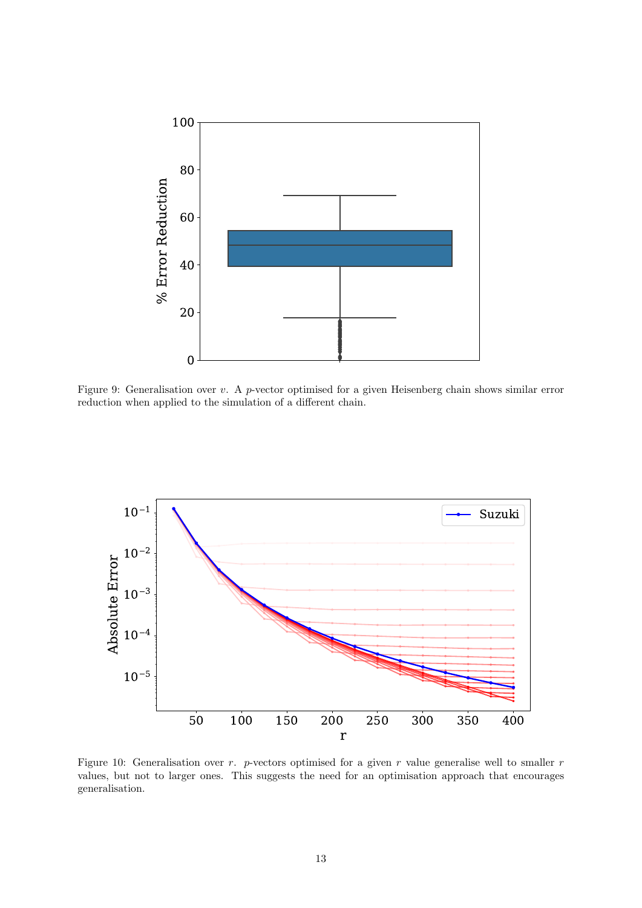Figure 9: Generalisation over $v$. A $p$-vector optimised for a given Heisenberg chain shows similar error reduction when applied to the simulation of a different chain.

Figure 10: Generalisation over $r$. $p$-vectors optimised for a given $r$ value generalise well to smaller $r$ values, but not to larger ones. This suggests the need for an optimisation approach that encourages generalisation.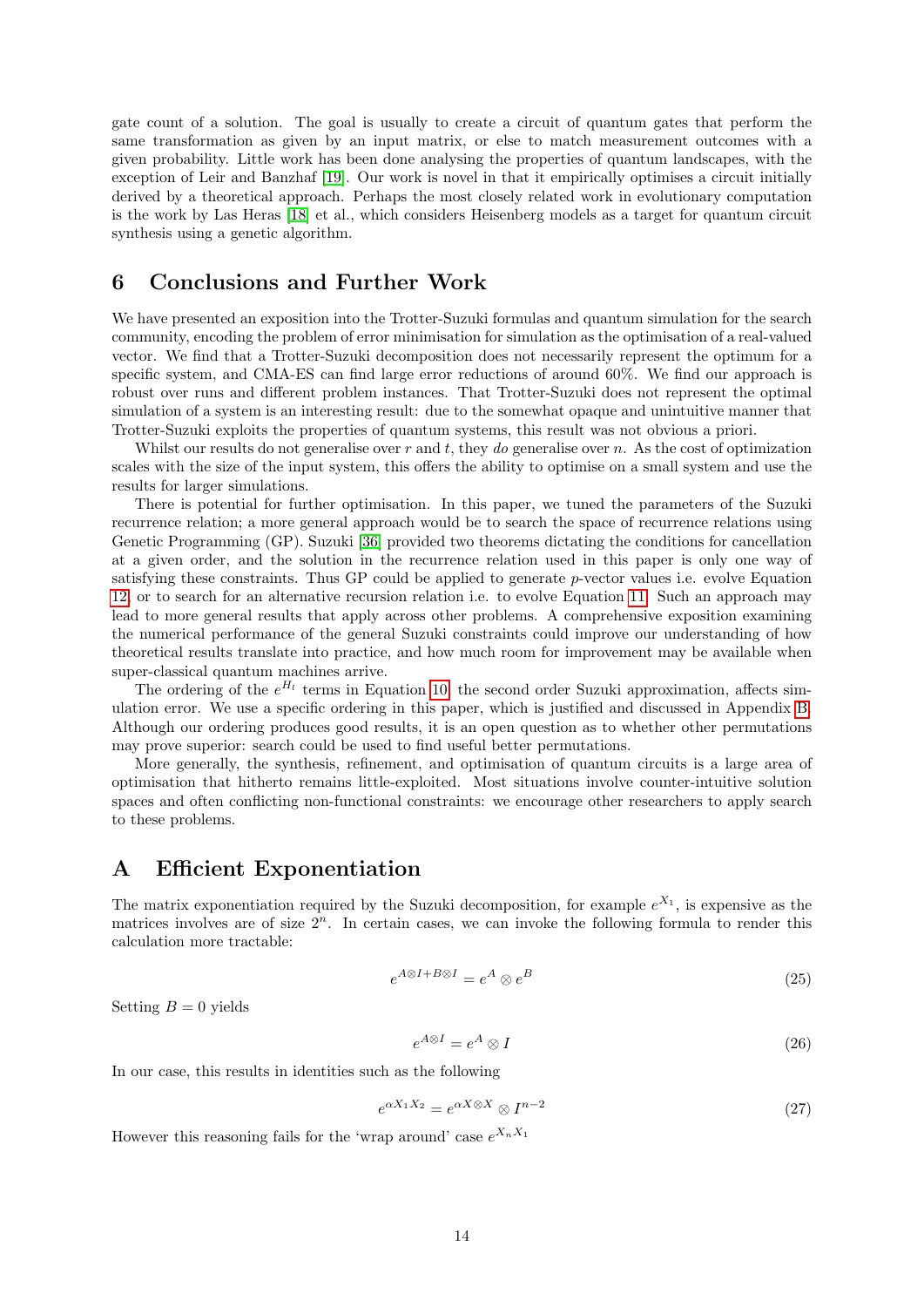gate count of a solution. The goal is usually to create a circuit of quantum gates that perform the same transformation as given by an input matrix, or else to match measurement outcomes with a given probability. Little work has been done analysing the properties of quantum landscapes, with the exception of Leir and Banzhaf [19]. Our work is novel in that it empirically optimises a circuit initially derived by a theoretical approach. Perhaps the most closely related work in evolutionary computation is the work by Las Heras [18] et al., which considers Heisenberg models as a target for quantum circuit synthesis using a genetic algorithm.

## 6 Conclusions and Further Work

We have presented an exposition into the Trotter-Suzuki formulas and quantum simulation for the search community, encoding the problem of error minimisation for simulation as the optimisation of a real-valued vector. We find that a Trotter-Suzuki decomposition does not necessarily represent the optimum for a specific system, and CMA-ES can find large error reductions of around 60%. We find our approach is robust over runs and different problem instances. That Trotter-Suzuki does not represent the optimal simulation of a system is an interesting result: due to the somewhat opaque and unintuitive manner that Trotter-Suzuki exploits the properties of quantum systems, this result was not obvious a priori.

Whilst our results do not generalise over $r$ and $t$, they *do* generalise over $n$. As the cost of optimization scales with the size of the input system, this offers the ability to optimise on a small system and use the results for larger simulations.

There is potential for further optimisation. In this paper, we tuned the parameters of the Suzuki recurrence relation; a more general approach would be to search the space of recurrence relations using Genetic Programming (GP). Suzuki [36] provided two theorems dictating the conditions for cancellation at a given order, and the solution in the recurrence relation used in this paper is only one way of satisfying these constraints. Thus GP could be applied to generate $p$-vector values i.e. evolve Equation 12, or to search for an alternative recursion relation i.e. to evolve Equation 11. Such an approach may lead to more general results that apply across other problems. A comprehensive exposition examining the numerical performance of the general Suzuki constraints could improve our understanding of how theoretical results translate into practice, and how much room for improvement may be available when super-classical quantum machines arrive.

The ordering of the $e^{H_l}$ terms in Equation 10, the second order Suzuki approximation, affects simulation error. We use a specific ordering in this paper, which is justified and discussed in Appendix B. Although our ordering produces good results, it is an open question as to whether other permutations may prove superior: search could be used to find useful better permutations.

More generally, the synthesis, refinement, and optimisation of quantum circuits is a large area of optimisation that hitherto remains little-exploited. Most situations involve counter-intuitive solution spaces and often conflicting non-functional constraints: we encourage other researchers to apply search to these problems.

## A Efficient Exponentiation

The matrix exponentiation required by the Suzuki decomposition, for example $e^{X_1}$, is expensive as the matrices involves are of size $2^n$. In certain cases, we can invoke the following formula to render this calculation more tractable:

$$e^{A\otimes I + B\otimes I} = e^A \otimes e^B \tag{25}$$

Setting $B = 0$ yields

$$e^{A\otimes I} = e^A \otimes I \tag{26}$$

In our case, this results in identities such as the following

$$e^{\alpha X_1 X_2} = e^{\alpha X\otimes X} \otimes I^{n-2} \tag{27}$$

However this reasoning fails for the 'wrap around' case $e^{X_n X_1}$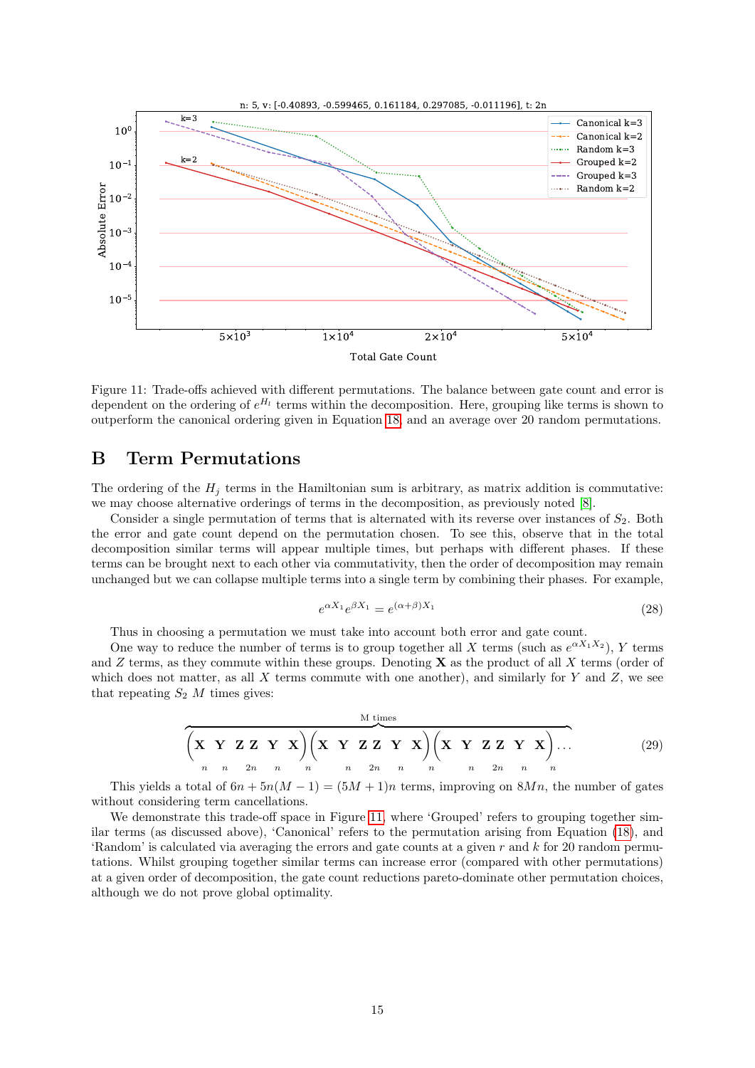Figure 11: Trade-offs achieved with different permutations. The balance between gate count and error is dependent on the ordering of $e^{H_l}$ terms within the decomposition. Here, grouping like terms is shown to outperform the canonical ordering given in Equation 18, and an average over 20 random permutations.

## B Term Permutations

The ordering of the $H_j$ terms in the Hamiltonian sum is arbitrary, as matrix addition is commutative: we may choose alternative orderings of terms in the decomposition, as previously noted [8].

Consider a single permutation of terms that is alternated with its reverse over instances of $S_2$. Both the error and gate count depend on the permutation chosen. To see this, observe that in the total decomposition similar terms will appear multiple times, but perhaps with different phases. If these terms can be brought next to each other via commutativity, then the order of decomposition may remain unchanged but we can collapse multiple terms into a single term by combining their phases. For example,

$$e^{\alpha X_1} e^{\beta X_1} = e^{(\alpha+\beta) X_1} \tag{28}$$

Thus in choosing a permutation we must take into account both error and gate count.

One way to reduce the number of terms is to group together all $X$ terms (such as $e^{\alpha X_1 X_2}$), $Y$ terms and $Z$ terms, as they commute within these groups. Denoting $\mathbf{X}$ as the product of all $X$ terms (order of which does not matter, as all $X$ terms commute with one another), and similarly for $Y$ and $Z$, we see that repeating $S_2$ $M$ times gives:

$$\overbrace{\Big(\underset{n}{\mathbf{X}}\ \underset{n}{\mathbf{Y}}\ \underset{2n}{\mathbf{Z}\,\mathbf{Z}}\ \underset{n}{\mathbf{Y}}\ \underset{n}{\mathbf{X}}\Big)\Big(\mathbf{X}\ \underset{n}{\mathbf{Y}}\ \underset{2n}{\mathbf{Z}\,\mathbf{Z}}\ \underset{n}{\mathbf{Y}}\ \underset{n}{\mathbf{X}}\Big)\Big(\mathbf{X}\ \underset{n}{\mathbf{Y}}\ \underset{2n}{\mathbf{Z}\,\mathbf{Z}}\ \underset{n}{\mathbf{Y}}\ \underset{n}{\mathbf{X}}\Big)\dots}^{\text{M times}} \tag{29}$$

This yields a total of $6n + 5n(M-1) = (5M+1)n$ terms, improving on $8Mn$, the number of gates without considering term cancellations.

We demonstrate this trade-off space in Figure 11, where 'Grouped' refers to grouping together similar terms (as discussed above), 'Canonical' refers to the permutation arising from Equation (18), and 'Random' is calculated via averaging the errors and gate counts at a given $r$ and $k$ for 20 random permutations. Whilst grouping together similar terms can increase error (compared with other permutations) at a given order of decomposition, the gate count reductions pareto-dominate other permutation choices, although we do not prove global optimality.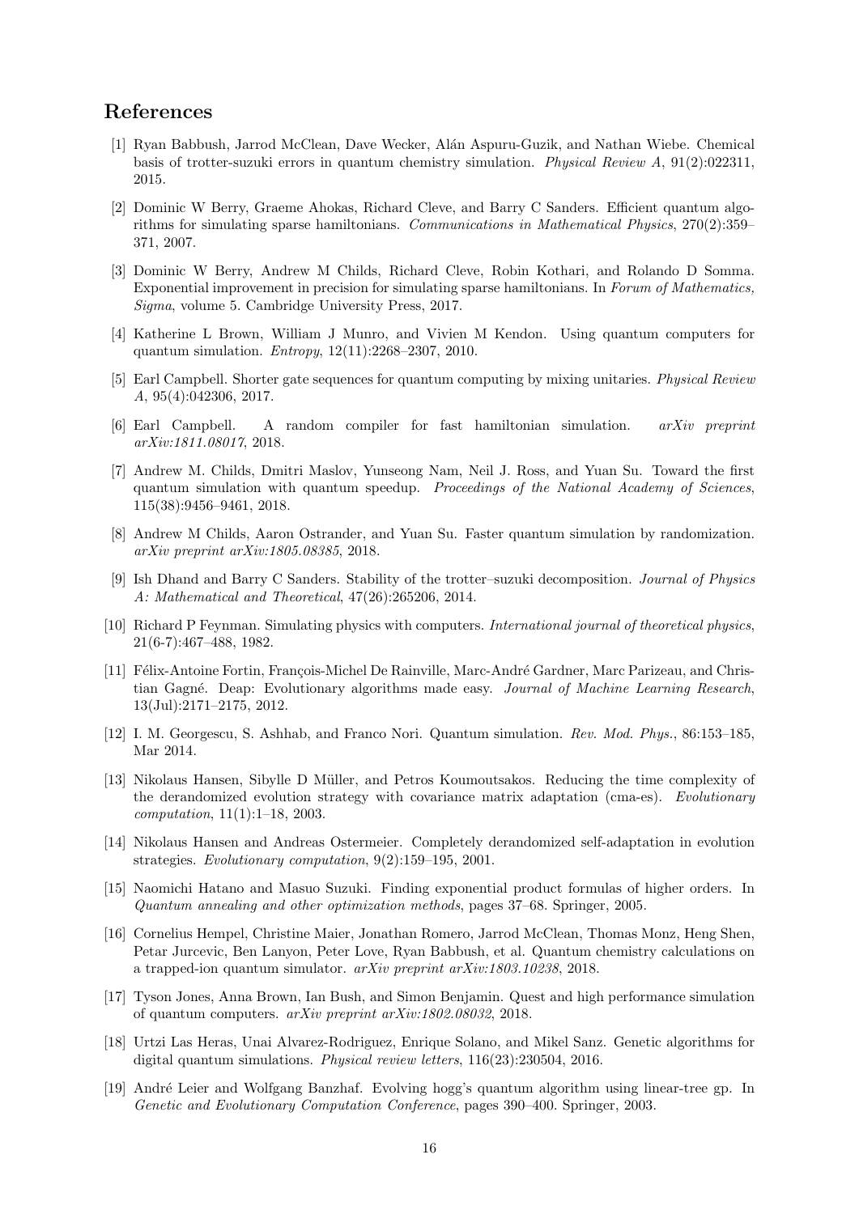# References

[1] Ryan Babbush, Jarrod McClean, Dave Wecker, Alán Aspuru-Guzik, and Nathan Wiebe. Chemical basis of trotter-suzuki errors in quantum chemistry simulation. *Physical Review A*, 91(2):022311, 2015.

[2] Dominic W Berry, Graeme Ahokas, Richard Cleve, and Barry C Sanders. Efficient quantum algorithms for simulating sparse hamiltonians. *Communications in Mathematical Physics*, 270(2):359–371, 2007.

[3] Dominic W Berry, Andrew M Childs, Richard Cleve, Robin Kothari, and Rolando D Somma. Exponential improvement in precision for simulating sparse hamiltonians. In *Forum of Mathematics, Sigma*, volume 5. Cambridge University Press, 2017.

[4] Katherine L Brown, William J Munro, and Vivien M Kendon. Using quantum computers for quantum simulation. *Entropy*, 12(11):2268–2307, 2010.

[5] Earl Campbell. Shorter gate sequences for quantum computing by mixing unitaries. *Physical Review A*, 95(4):042306, 2017.

[6] Earl Campbell. A random compiler for fast hamiltonian simulation. *arXiv preprint arXiv:1811.08017*, 2018.

[7] Andrew M. Childs, Dmitri Maslov, Yunseong Nam, Neil J. Ross, and Yuan Su. Toward the first quantum simulation with quantum speedup. *Proceedings of the National Academy of Sciences*, 115(38):9456–9461, 2018.

[8] Andrew M Childs, Aaron Ostrander, and Yuan Su. Faster quantum simulation by randomization. *arXiv preprint arXiv:1805.08385*, 2018.

[9] Ish Dhand and Barry C Sanders. Stability of the trotter–suzuki decomposition. *Journal of Physics A: Mathematical and Theoretical*, 47(26):265206, 2014.

[10] Richard P Feynman. Simulating physics with computers. *International journal of theoretical physics*, 21(6-7):467–488, 1982.

[11] Félix-Antoine Fortin, François-Michel De Rainville, Marc-André Gardner, Marc Parizeau, and Christian Gagné. Deap: Evolutionary algorithms made easy. *Journal of Machine Learning Research*, 13(Jul):2171–2175, 2012.

[12] I. M. Georgescu, S. Ashhab, and Franco Nori. Quantum simulation. *Rev. Mod. Phys.*, 86:153–185, Mar 2014.

[13] Nikolaus Hansen, Sibylle D Müller, and Petros Koumoutsakos. Reducing the time complexity of the derandomized evolution strategy with covariance matrix adaptation (cma-es). *Evolutionary computation*, 11(1):1–18, 2003.

[14] Nikolaus Hansen and Andreas Ostermeier. Completely derandomized self-adaptation in evolution strategies. *Evolutionary computation*, 9(2):159–195, 2001.

[15] Naomichi Hatano and Masuo Suzuki. Finding exponential product formulas of higher orders. In *Quantum annealing and other optimization methods*, pages 37–68. Springer, 2005.

[16] Cornelius Hempel, Christine Maier, Jonathan Romero, Jarrod McClean, Thomas Monz, Heng Shen, Petar Jurcevic, Ben Lanyon, Peter Love, Ryan Babbush, et al. Quantum chemistry calculations on a trapped-ion quantum simulator. *arXiv preprint arXiv:1803.10238*, 2018.

[17] Tyson Jones, Anna Brown, Ian Bush, and Simon Benjamin. Quest and high performance simulation of quantum computers. *arXiv preprint arXiv:1802.08032*, 2018.

[18] Urtzi Las Heras, Unai Alvarez-Rodriguez, Enrique Solano, and Mikel Sanz. Genetic algorithms for digital quantum simulations. *Physical review letters*, 116(23):230504, 2016.

[19] André Leier and Wolfgang Banzhaf. Evolving hogg's quantum algorithm using linear-tree gp. In *Genetic and Evolutionary Computation Conference*, pages 390–400. Springer, 2003.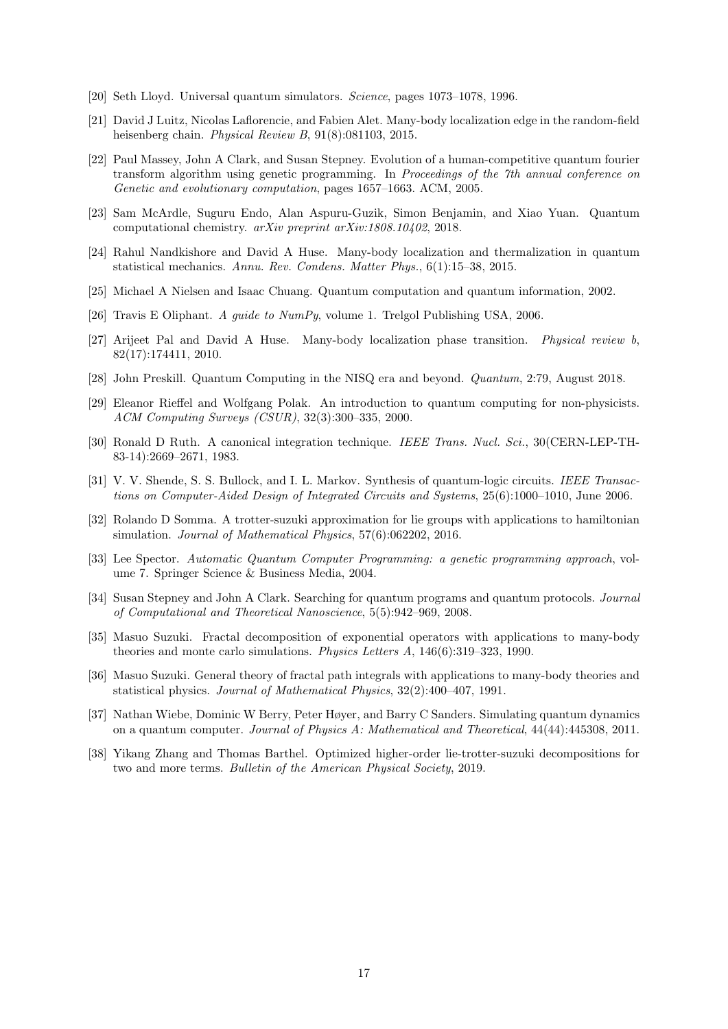[20] Seth Lloyd. Universal quantum simulators. *Science*, pages 1073–1078, 1996.

[21] David J Luitz, Nicolas Laflorencie, and Fabien Alet. Many-body localization edge in the random-field heisenberg chain. *Physical Review B*, 91(8):081103, 2015.

[22] Paul Massey, John A Clark, and Susan Stepney. Evolution of a human-competitive quantum fourier transform algorithm using genetic programming. In *Proceedings of the 7th annual conference on Genetic and evolutionary computation*, pages 1657–1663. ACM, 2005.

[23] Sam McArdle, Suguru Endo, Alan Aspuru-Guzik, Simon Benjamin, and Xiao Yuan. Quantum computational chemistry. *arXiv preprint arXiv:1808.10402*, 2018.

[24] Rahul Nandkishore and David A Huse. Many-body localization and thermalization in quantum statistical mechanics. *Annu. Rev. Condens. Matter Phys.*, 6(1):15–38, 2015.

[25] Michael A Nielsen and Isaac Chuang. Quantum computation and quantum information, 2002.

[26] Travis E Oliphant. *A guide to NumPy*, volume 1. Trelgol Publishing USA, 2006.

[27] Arijeet Pal and David A Huse. Many-body localization phase transition. *Physical review b*, 82(17):174411, 2010.

[28] John Preskill. Quantum Computing in the NISQ era and beyond. *Quantum*, 2:79, August 2018.

[29] Eleanor Rieffel and Wolfgang Polak. An introduction to quantum computing for non-physicists. *ACM Computing Surveys (CSUR)*, 32(3):300–335, 2000.

[30] Ronald D Ruth. A canonical integration technique. *IEEE Trans. Nucl. Sci.*, 30(CERN-LEP-TH-83-14):2669–2671, 1983.

[31] V. V. Shende, S. S. Bullock, and I. L. Markov. Synthesis of quantum-logic circuits. *IEEE Transactions on Computer-Aided Design of Integrated Circuits and Systems*, 25(6):1000–1010, June 2006.

[32] Rolando D Somma. A trotter-suzuki approximation for lie groups with applications to hamiltonian simulation. *Journal of Mathematical Physics*, 57(6):062202, 2016.

[33] Lee Spector. *Automatic Quantum Computer Programming: a genetic programming approach*, volume 7. Springer Science & Business Media, 2004.

[34] Susan Stepney and John A Clark. Searching for quantum programs and quantum protocols. *Journal of Computational and Theoretical Nanoscience*, 5(5):942–969, 2008.

[35] Masuo Suzuki. Fractal decomposition of exponential operators with applications to many-body theories and monte carlo simulations. *Physics Letters A*, 146(6):319–323, 1990.

[36] Masuo Suzuki. General theory of fractal path integrals with applications to many-body theories and statistical physics. *Journal of Mathematical Physics*, 32(2):400–407, 1991.

[37] Nathan Wiebe, Dominic W Berry, Peter Høyer, and Barry C Sanders. Simulating quantum dynamics on a quantum computer. *Journal of Physics A: Mathematical and Theoretical*, 44(44):445308, 2011.

[38] Yikang Zhang and Thomas Barthel. Optimized higher-order lie-trotter-suzuki decompositions for two and more terms. *Bulletin of the American Physical Society*, 2019.